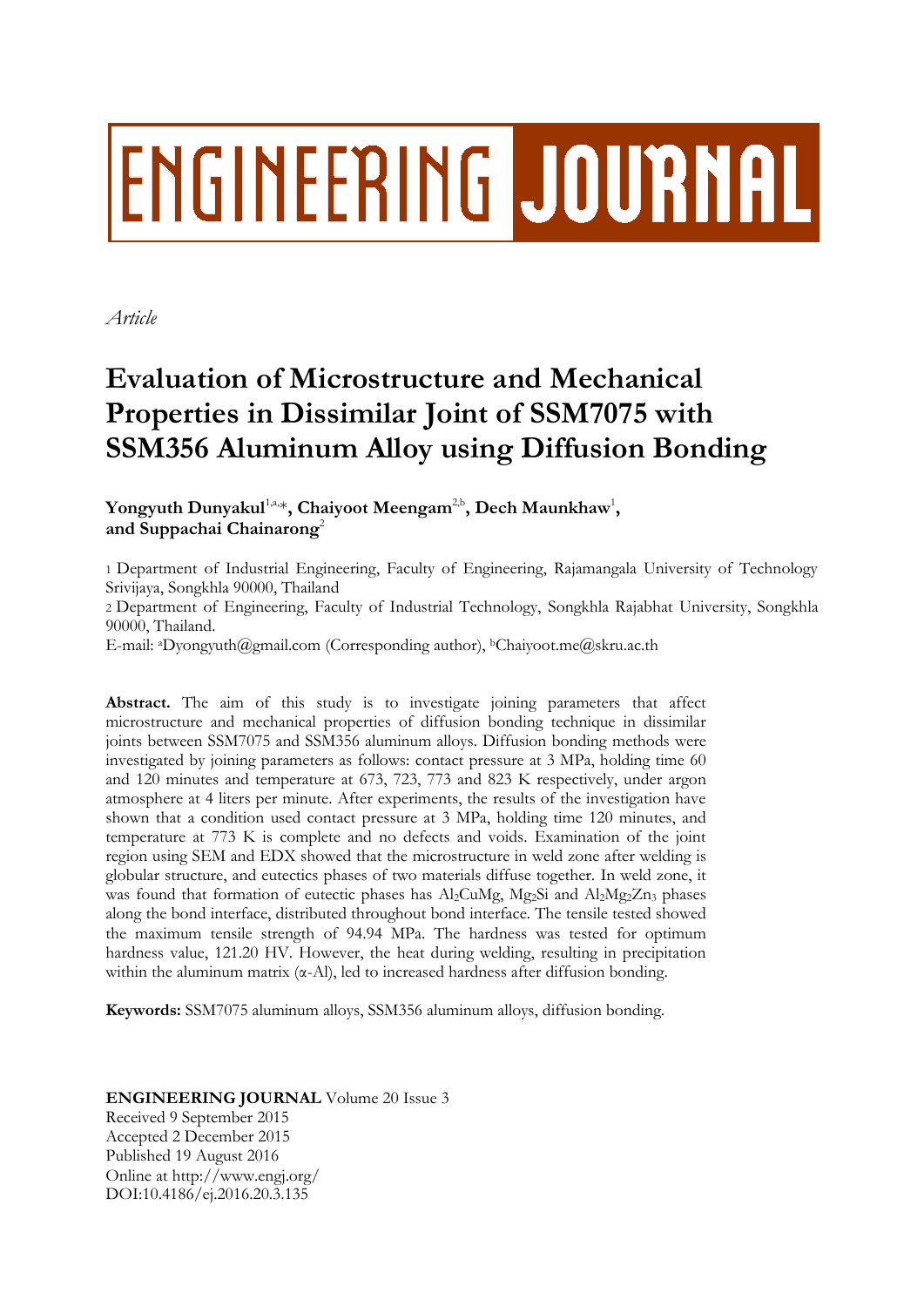ENGINEERING JOURNAL

*Article*

# Evaluation of Microstructure and Mechanical Properties in Dissimilar Joint of SSM7075 with SSM356 Aluminum Alloy using Diffusion Bonding

**Yongyuth Dunyakul[1,a,*], Chaiyoot Meengam[2,b], Dech Maunkhaw[1], and Suppachai Chainarong[2]**

1 Department of Industrial Engineering, Faculty of Engineering, Rajamangala University of Technology Srivijaya, Songkhla 90000, Thailand

2 Department of Engineering, Faculty of Industrial Technology, Songkhla Rajabhat University, Songkhla 90000, Thailand.

E-mail: [a]Dyongyuth@gmail.com (Corresponding author), [b]Chaiyoot.me@skru.ac.th

**Abstract.** The aim of this study is to investigate joining parameters that affect microstructure and mechanical properties of diffusion bonding technique in dissimilar joints between SSM7075 and SSM356 aluminum alloys. Diffusion bonding methods were investigated by joining parameters as follows: contact pressure at 3 MPa, holding time 60 and 120 minutes and temperature at 673, 723, 773 and 823 K respectively, under argon atmosphere at 4 liters per minute. After experiments, the results of the investigation have shown that a condition used contact pressure at 3 MPa, holding time 120 minutes, and temperature at 773 K is complete and no defects and voids. Examination of the joint region using SEM and EDX showed that the microstructure in weld zone after welding is globular structure, and eutectics phases of two materials diffuse together. In weld zone, it was found that formation of eutectic phases has $Al_2CuMg$, $Mg_2Si$ and $Al_2Mg_2Zn_3$ phases along the bond interface, distributed throughout bond interface. The tensile tested showed the maximum tensile strength of 94.94 MPa. The hardness was tested for optimum hardness value, 121.20 HV. However, the heat during welding, resulting in precipitation within the aluminum matrix (α-Al), led to increased hardness after diffusion bonding.

**Keywords:** SSM7075 aluminum alloys, SSM356 aluminum alloys, diffusion bonding.

**ENGINEERING JOURNAL** Volume 20 Issue 3
Received 9 September 2015
Accepted 2 December 2015
Published 19 August 2016
Online at http://www.engj.org/
DOI:10.4186/ej.2016.20.3.135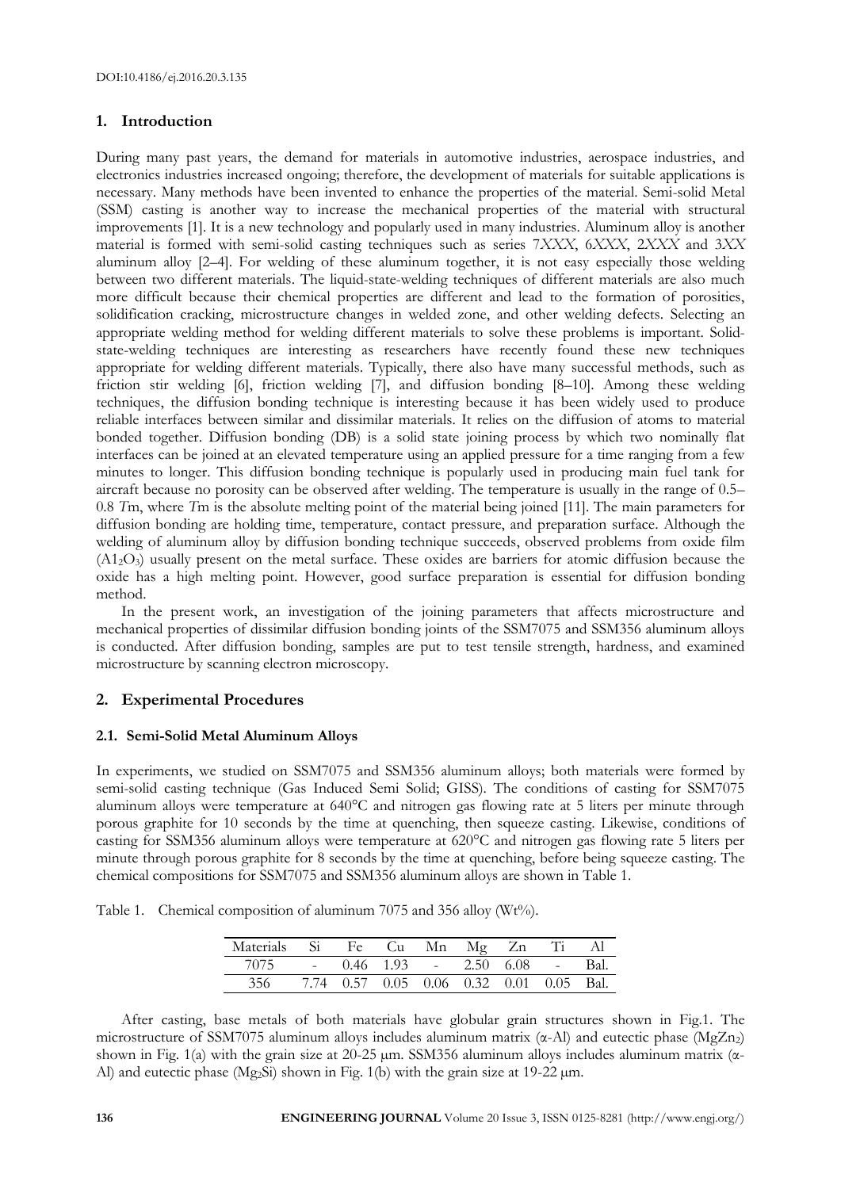DOI:10.4186/ej.2016.20.3.135

## 1. Introduction

During many past years, the demand for materials in automotive industries, aerospace industries, and electronics industries increased ongoing; therefore, the development of materials for suitable applications is necessary. Many methods have been invented to enhance the properties of the material. Semi-solid Metal (SSM) casting is another way to increase the mechanical properties of the material with structural improvements [1]. It is a new technology and popularly used in many industries. Aluminum alloy is another material is formed with semi-solid casting techniques such as series 7*XXX*, 6*XXX*, 2*XXX* and 3*XX* aluminum alloy [2–4]. For welding of these aluminum together, it is not easy especially those welding between two different materials. The liquid-state-welding techniques of different materials are also much more difficult because their chemical properties are different and lead to the formation of porosities, solidification cracking, microstructure changes in welded zone, and other welding defects. Selecting an appropriate welding method for welding different materials to solve these problems is important. Solid-state-welding techniques are interesting as researchers have recently found these new techniques appropriate for welding different materials. Typically, there also have many successful methods, such as friction stir welding [6], friction welding [7], and diffusion bonding [8–10]. Among these welding techniques, the diffusion bonding technique is interesting because it has been widely used to produce reliable interfaces between similar and dissimilar materials. It relies on the diffusion of atoms to material bonded together. Diffusion bonding (DB) is a solid state joining process by which two nominally flat interfaces can be joined at an elevated temperature using an applied pressure for a time ranging from a few minutes to longer. This diffusion bonding technique is popularly used in producing main fuel tank for aircraft because no porosity can be observed after welding. The temperature is usually in the range of 0.5–0.8 *T*m, where *T*m is the absolute melting point of the material being joined [11]. The main parameters for diffusion bonding are holding time, temperature, contact pressure, and preparation surface. Although the welding of aluminum alloy by diffusion bonding technique succeeds, observed problems from oxide film ($A1_2O_3$) usually present on the metal surface. These oxides are barriers for atomic diffusion because the oxide has a high melting point. However, good surface preparation is essential for diffusion bonding method.

In the present work, an investigation of the joining parameters that affects microstructure and mechanical properties of dissimilar diffusion bonding joints of the SSM7075 and SSM356 aluminum alloys is conducted. After diffusion bonding, samples are put to test tensile strength, hardness, and examined microstructure by scanning electron microscopy.

## 2. Experimental Procedures

### 2.1. Semi-Solid Metal Aluminum Alloys

In experiments, we studied on SSM7075 and SSM356 aluminum alloys; both materials were formed by semi-solid casting technique (Gas Induced Semi Solid; GISS). The conditions of casting for SSM7075 aluminum alloys were temperature at 640°C and nitrogen gas flowing rate at 5 liters per minute through porous graphite for 10 seconds by the time at quenching, then squeeze casting. Likewise, conditions of casting for SSM356 aluminum alloys were temperature at 620°C and nitrogen gas flowing rate 5 liters per minute through porous graphite for 8 seconds by the time at quenching, before being squeeze casting. The chemical compositions for SSM7075 and SSM356 aluminum alloys are shown in Table 1.

Table 1. Chemical composition of aluminum 7075 and 356 alloy (Wt%).

| Materials | Si | Fe | Cu | Mn | Mg | Zn | Ti | Al |
|---|---|---|---|---|---|---|---|---|
| 7075 | - | 0.46 | 1.93 | - | 2.50 | 6.08 | - | Bal. |
| 356 | 7.74 | 0.57 | 0.05 | 0.06 | 0.32 | 0.01 | 0.05 | Bal. |

After casting, base metals of both materials have globular grain structures shown in Fig.1. The microstructure of SSM7075 aluminum alloys includes aluminum matrix (α-Al) and eutectic phase ($MgZn_2$) shown in Fig. 1(a) with the grain size at 20-25 μm. SSM356 aluminum alloys includes aluminum matrix (α-Al) and eutectic phase ($Mg_2Si$) shown in Fig. 1(b) with the grain size at 19-22 μm.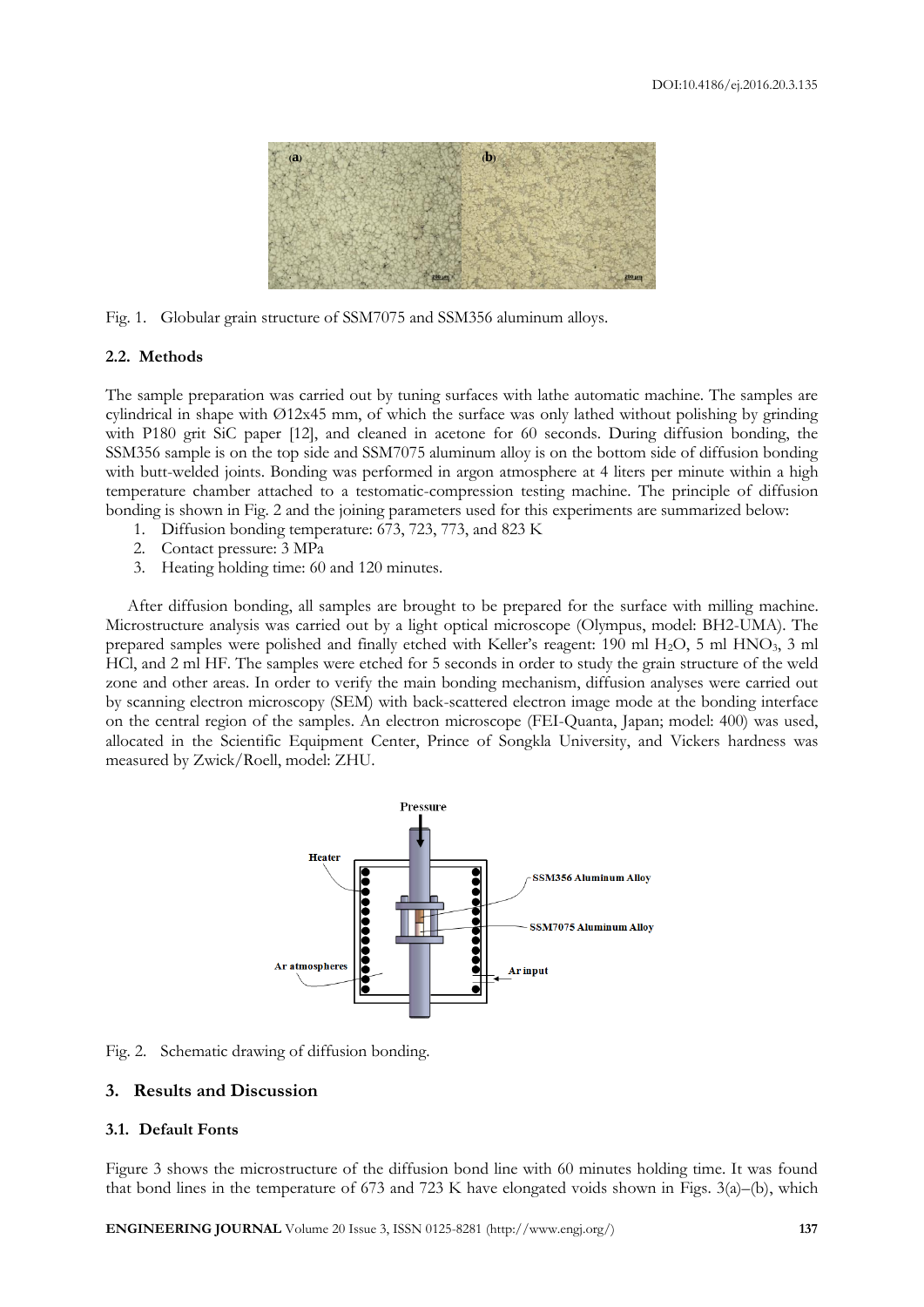Fig. 1. Globular grain structure of SSM7075 and SSM356 aluminum alloys.

### 2.2. Methods

The sample preparation was carried out by tuning surfaces with lathe automatic machine. The samples are cylindrical in shape with Ø12x45 mm, of which the surface was only lathed without polishing by grinding with P180 grit SiC paper [12], and cleaned in acetone for 60 seconds. During diffusion bonding, the SSM356 sample is on the top side and SSM7075 aluminum alloy is on the bottom side of diffusion bonding with butt-welded joints. Bonding was performed in argon atmosphere at 4 liters per minute within a high temperature chamber attached to a testomatic-compression testing machine. The principle of diffusion bonding is shown in Fig. 2 and the joining parameters used for this experiments are summarized below:

1. Diffusion bonding temperature: 673, 723, 773, and 823 K
2. Contact pressure: 3 MPa
3. Heating holding time: 60 and 120 minutes.

After diffusion bonding, all samples are brought to be prepared for the surface with milling machine. Microstructure analysis was carried out by a light optical microscope (Olympus, model: BH2-UMA). The prepared samples were polished and finally etched with Keller's reagent: 190 ml $H_2O$, 5 ml $HNO_3$, 3 ml HCl, and 2 ml HF. The samples were etched for 5 seconds in order to study the grain structure of the weld zone and other areas. In order to verify the main bonding mechanism, diffusion analyses were carried out by scanning electron microscopy (SEM) with back-scattered electron image mode at the bonding interface on the central region of the samples. An electron microscope (FEI-Quanta, Japan; model: 400) was used, allocated in the Scientific Equipment Center, Prince of Songkla University, and Vickers hardness was measured by Zwick/Roell, model: ZHU.

Fig. 2. Schematic drawing of diffusion bonding.

## 3. Results and Discussion

### 3.1. Default Fonts

Figure 3 shows the microstructure of the diffusion bond line with 60 minutes holding time. It was found that bond lines in the temperature of 673 and 723 K have elongated voids shown in Figs. 3(a)–(b), which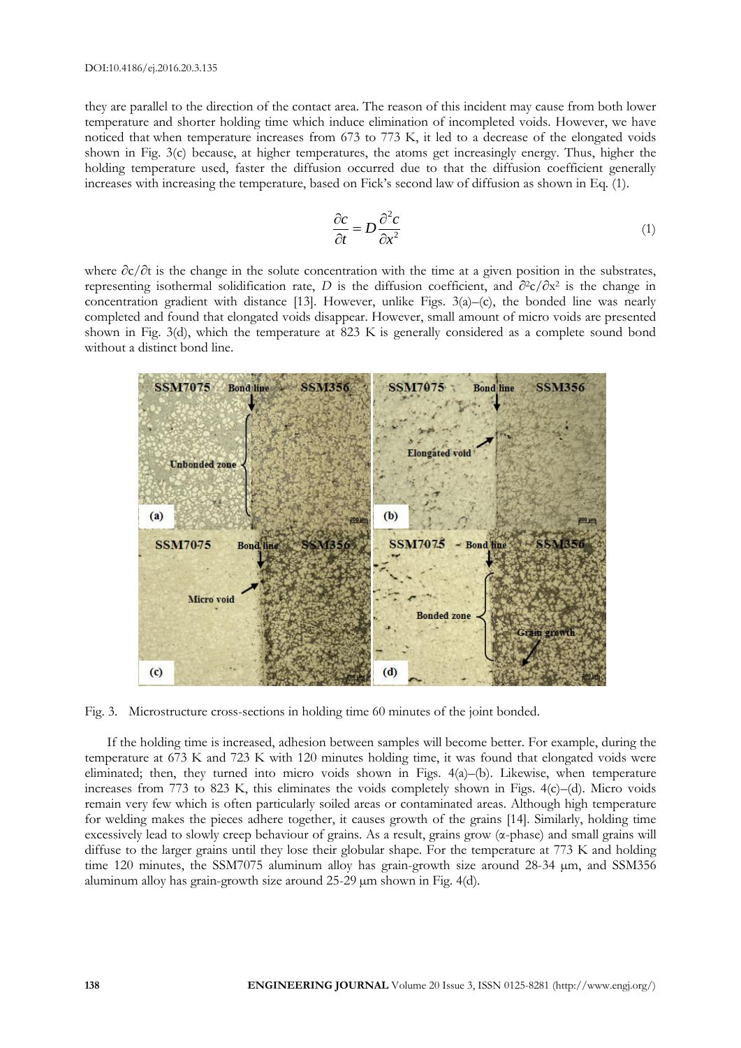they are parallel to the direction of the contact area. The reason of this incident may cause from both lower temperature and shorter holding time which induce elimination of incompleted voids. However, we have noticed that when temperature increases from 673 to 773 K, it led to a decrease of the elongated voids shown in Fig. 3(c) because, at higher temperatures, the atoms get increasingly energy. Thus, higher the holding temperature used, faster the diffusion occurred due to that the diffusion coefficient generally increases with increasing the temperature, based on Fick's second law of diffusion as shown in Eq. (1).

$$\frac{\partial c}{\partial t} = D\frac{\partial^2 c}{\partial x^2} \tag{1}$$

where $\partial c/\partial t$ is the change in the solute concentration with the time at a given position in the substrates, representing isothermal solidification rate, $D$ is the diffusion coefficient, and $\partial^2 c/\partial x^2$ is the change in concentration gradient with distance [13]. However, unlike Figs. 3(a)–(c), the bonded line was nearly completed and found that elongated voids disappear. However, small amount of micro voids are presented shown in Fig. 3(d), which the temperature at 823 K is generally considered as a complete sound bond without a distinct bond line.

Fig. 3. Microstructure cross-sections in holding time 60 minutes of the joint bonded.

If the holding time is increased, adhesion between samples will become better. For example, during the temperature at 673 K and 723 K with 120 minutes holding time, it was found that elongated voids were eliminated; then, they turned into micro voids shown in Figs. 4(a)–(b). Likewise, when temperature increases from 773 to 823 K, this eliminates the voids completely shown in Figs. 4(c)–(d). Micro voids remain very few which is often particularly soiled areas or contaminated areas. Although high temperature for welding makes the pieces adhere together, it causes growth of the grains [14]. Similarly, holding time excessively lead to slowly creep behaviour of grains. As a result, grains grow (α-phase) and small grains will diffuse to the larger grains until they lose their globular shape. For the temperature at 773 K and holding time 120 minutes, the SSM7075 aluminum alloy has grain-growth size around 28-34 μm, and SSM356 aluminum alloy has grain-growth size around 25-29 μm shown in Fig. 4(d).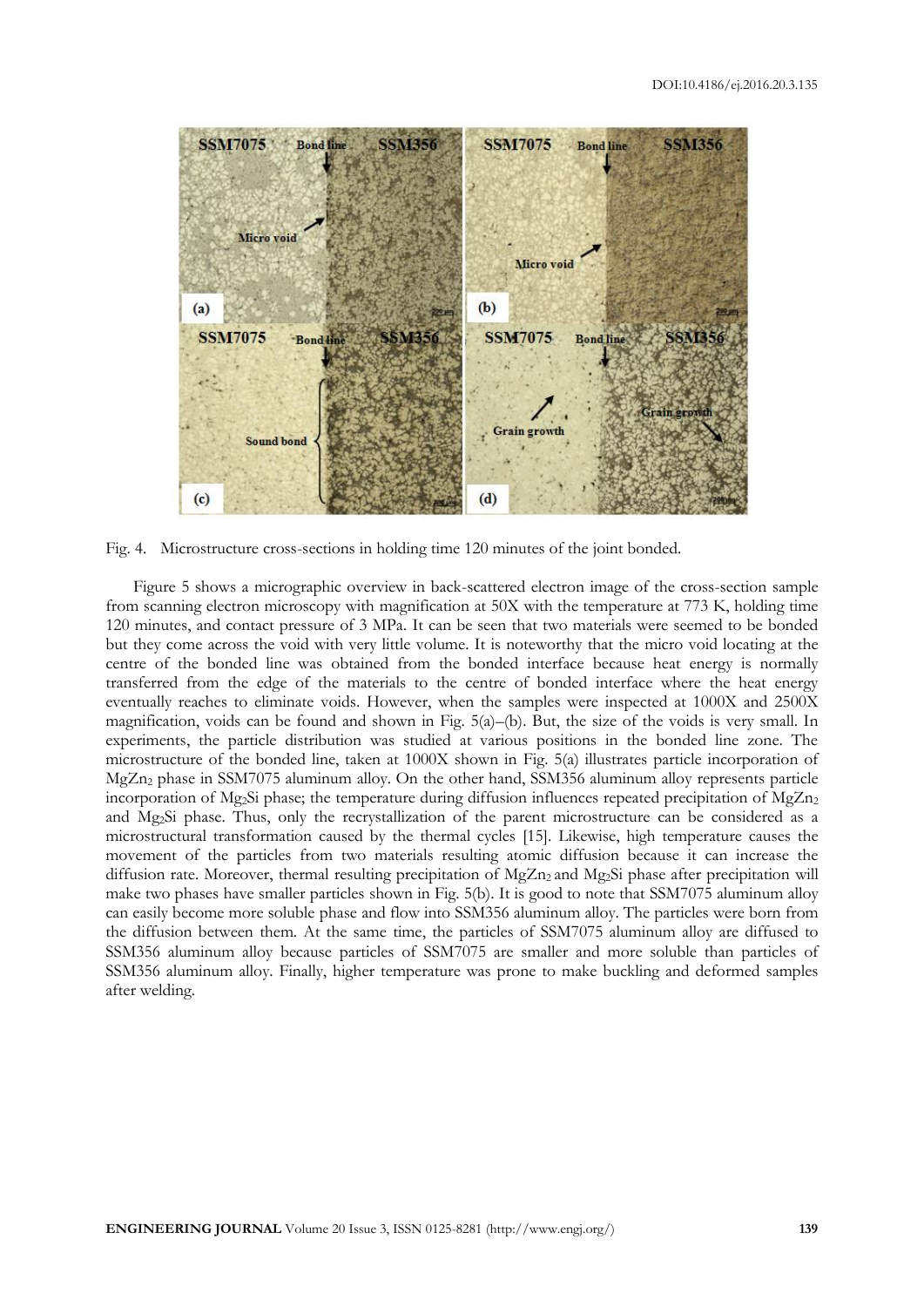Fig. 4. Microstructure cross-sections in holding time 120 minutes of the joint bonded.

Figure 5 shows a micrographic overview in back-scattered electron image of the cross-section sample from scanning electron microscopy with magnification at 50X with the temperature at 773 K, holding time 120 minutes, and contact pressure of 3 MPa. It can be seen that two materials were seemed to be bonded but they come across the void with very little volume. It is noteworthy that the micro void locating at the centre of the bonded line was obtained from the bonded interface because heat energy is normally transferred from the edge of the materials to the centre of bonded interface where the heat energy eventually reaches to eliminate voids. However, when the samples were inspected at 1000X and 2500X magnification, voids can be found and shown in Fig. 5(a)–(b). But, the size of the voids is very small. In experiments, the particle distribution was studied at various positions in the bonded line zone. The microstructure of the bonded line, taken at 1000X shown in Fig. 5(a) illustrates particle incorporation of $MgZn_2$ phase in SSM7075 aluminum alloy. On the other hand, SSM356 aluminum alloy represents particle incorporation of $Mg_2Si$ phase; the temperature during diffusion influences repeated precipitation of $MgZn_2$ and $Mg_2Si$ phase. Thus, only the recrystallization of the parent microstructure can be considered as a microstructural transformation caused by the thermal cycles [15]. Likewise, high temperature causes the movement of the particles from two materials resulting atomic diffusion because it can increase the diffusion rate. Moreover, thermal resulting precipitation of $MgZn_2$ and $Mg_2Si$ phase after precipitation will make two phases have smaller particles shown in Fig. 5(b). It is good to note that SSM7075 aluminum alloy can easily become more soluble phase and flow into SSM356 aluminum alloy. The particles were born from the diffusion between them. At the same time, the particles of SSM7075 aluminum alloy are diffused to SSM356 aluminum alloy because particles of SSM7075 are smaller and more soluble than particles of SSM356 aluminum alloy. Finally, higher temperature was prone to make buckling and deformed samples after welding.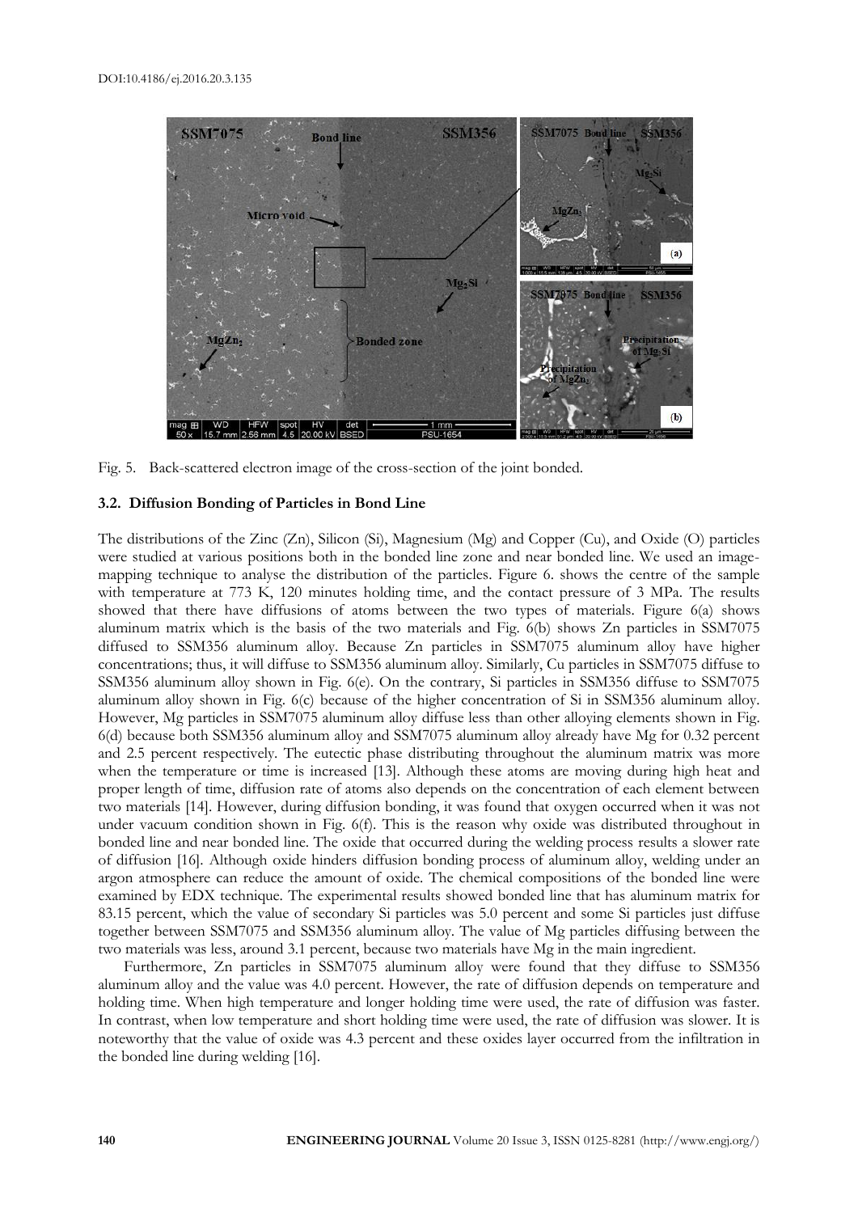Fig. 5. Back-scattered electron image of the cross-section of the joint bonded.

### 3.2. Diffusion Bonding of Particles in Bond Line

The distributions of the Zinc (Zn), Silicon (Si), Magnesium (Mg) and Copper (Cu), and Oxide (O) particles were studied at various positions both in the bonded line zone and near bonded line. We used an image-mapping technique to analyse the distribution of the particles. Figure 6. shows the centre of the sample with temperature at 773 K, 120 minutes holding time, and the contact pressure of 3 MPa. The results showed that there have diffusions of atoms between the two types of materials. Figure 6(a) shows aluminum matrix which is the basis of the two materials and Fig. 6(b) shows Zn particles in SSM7075 diffused to SSM356 aluminum alloy. Because Zn particles in SSM7075 aluminum alloy have higher concentrations; thus, it will diffuse to SSM356 aluminum alloy. Similarly, Cu particles in SSM7075 diffuse to SSM356 aluminum alloy shown in Fig. 6(e). On the contrary, Si particles in SSM356 diffuse to SSM7075 aluminum alloy shown in Fig. 6(c) because of the higher concentration of Si in SSM356 aluminum alloy. However, Mg particles in SSM7075 aluminum alloy diffuse less than other alloying elements shown in Fig. 6(d) because both SSM356 aluminum alloy and SSM7075 aluminum alloy already have Mg for 0.32 percent and 2.5 percent respectively. The eutectic phase distributing throughout the aluminum matrix was more when the temperature or time is increased [13]. Although these atoms are moving during high heat and proper length of time, diffusion rate of atoms also depends on the concentration of each element between two materials [14]. However, during diffusion bonding, it was found that oxygen occurred when it was not under vacuum condition shown in Fig. 6(f). This is the reason why oxide was distributed throughout in bonded line and near bonded line. The oxide that occurred during the welding process results a slower rate of diffusion [16]. Although oxide hinders diffusion bonding process of aluminum alloy, welding under an argon atmosphere can reduce the amount of oxide. The chemical compositions of the bonded line were examined by EDX technique. The experimental results showed bonded line that has aluminum matrix for 83.15 percent, which the value of secondary Si particles was 5.0 percent and some Si particles just diffuse together between SSM7075 and SSM356 aluminum alloy. The value of Mg particles diffusing between the two materials was less, around 3.1 percent, because two materials have Mg in the main ingredient.

Furthermore, Zn particles in SSM7075 aluminum alloy were found that they diffuse to SSM356 aluminum alloy and the value was 4.0 percent. However, the rate of diffusion depends on temperature and holding time. When high temperature and longer holding time were used, the rate of diffusion was faster. In contrast, when low temperature and short holding time were used, the rate of diffusion was slower. It is noteworthy that the value of oxide was 4.3 percent and these oxides layer occurred from the infiltration in the bonded line during welding [16].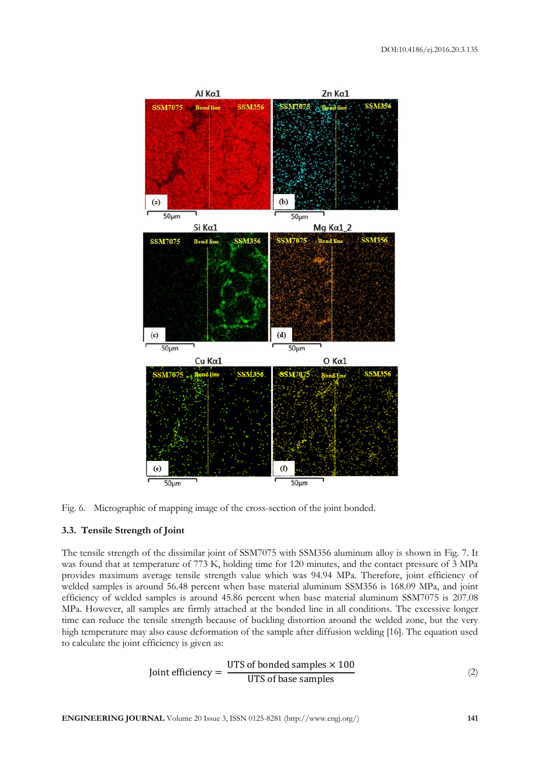Fig. 6. Micrographic of mapping image of the cross-section of the joint bonded.

### 3.3. Tensile Strength of Joint

The tensile strength of the dissimilar joint of SSM7075 with SSM356 aluminum alloy is shown in Fig. 7. It was found that at temperature of 773 K, holding time for 120 minutes, and the contact pressure of 3 MPa provides maximum average tensile strength value which was 94.94 MPa. Therefore, joint efficiency of welded samples is around 56.48 percent when base material aluminum SSM356 is 168.09 MPa, and joint efficiency of welded samples is around 45.86 percent when base material aluminum SSM7075 is 207.08 MPa. However, all samples are firmly attached at the bonded line in all conditions. The excessive longer time can reduce the tensile strength because of buckling distortion around the welded zone, but the very high temperature may also cause deformation of the sample after diffusion welding [16]. The equation used to calculate the joint efficiency is given as:

$$\text{Joint efficiency} = \frac{\text{UTS of bonded samples} \times 100}{\text{UTS of base samples}} \tag{2}$$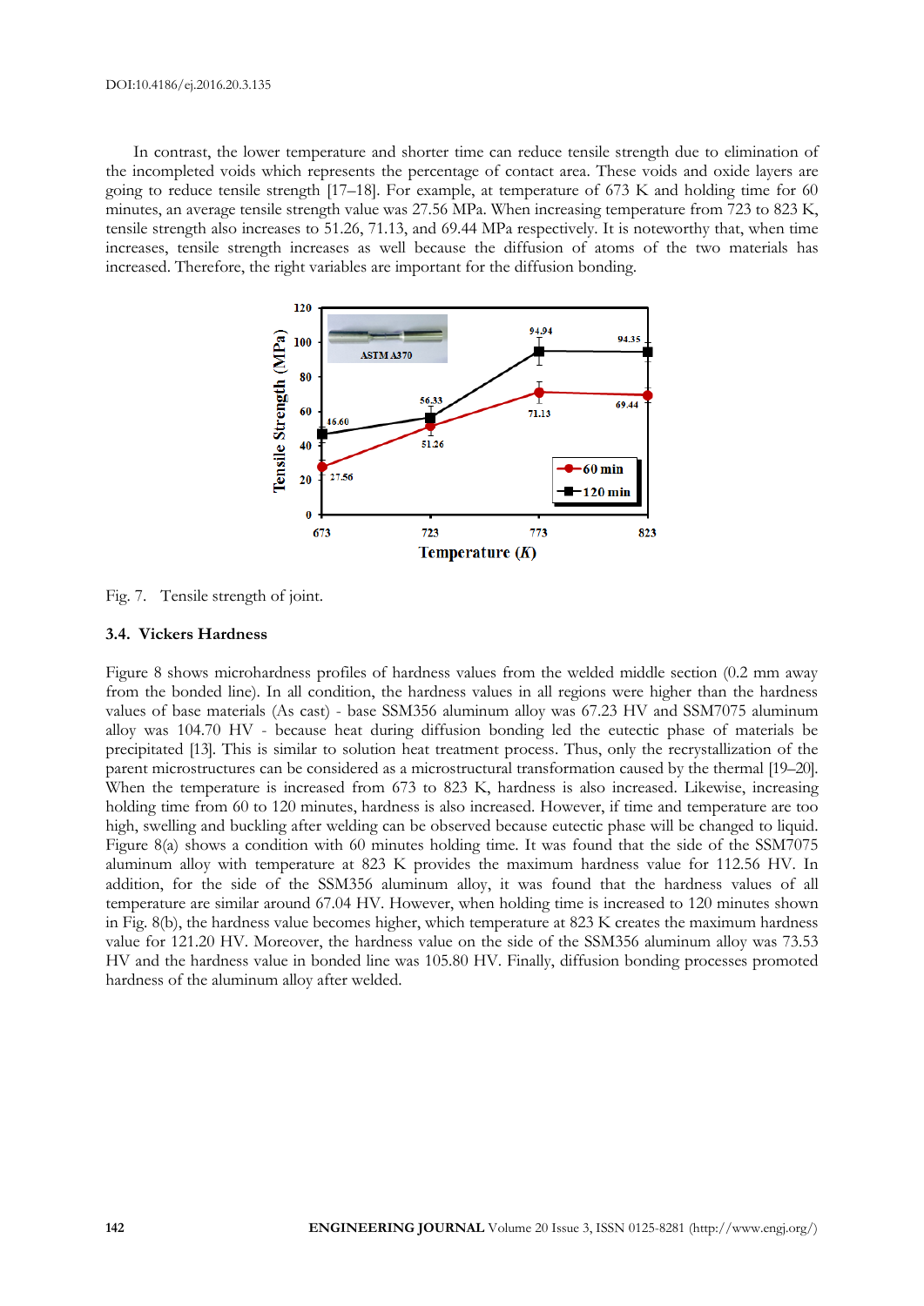In contrast, the lower temperature and shorter time can reduce tensile strength due to elimination of the incompleted voids which represents the percentage of contact area. These voids and oxide layers are going to reduce tensile strength [17–18]. For example, at temperature of 673 K and holding time for 60 minutes, an average tensile strength value was 27.56 MPa. When increasing temperature from 723 to 823 K, tensile strength also increases to 51.26, 71.13, and 69.44 MPa respectively. It is noteworthy that, when time increases, tensile strength increases as well because the diffusion of atoms of the two materials has increased. Therefore, the right variables are important for the diffusion bonding.

Fig. 7. Tensile strength of joint.

### 3.4. Vickers Hardness

Figure 8 shows microhardness profiles of hardness values from the welded middle section (0.2 mm away from the bonded line). In all condition, the hardness values in all regions were higher than the hardness values of base materials (As cast) - base SSM356 aluminum alloy was 67.23 HV and SSM7075 aluminum alloy was 104.70 HV - because heat during diffusion bonding led the eutectic phase of materials be precipitated [13]. This is similar to solution heat treatment process. Thus, only the recrystallization of the parent microstructures can be considered as a microstructural transformation caused by the thermal [19–20]. When the temperature is increased from 673 to 823 K, hardness is also increased. Likewise, increasing holding time from 60 to 120 minutes, hardness is also increased. However, if time and temperature are too high, swelling and buckling after welding can be observed because eutectic phase will be changed to liquid. Figure 8(a) shows a condition with 60 minutes holding time. It was found that the side of the SSM7075 aluminum alloy with temperature at 823 K provides the maximum hardness value for 112.56 HV. In addition, for the side of the SSM356 aluminum alloy, it was found that the hardness values of all temperature are similar around 67.04 HV. However, when holding time is increased to 120 minutes shown in Fig. 8(b), the hardness value becomes higher, which temperature at 823 K creates the maximum hardness value for 121.20 HV. Moreover, the hardness value on the side of the SSM356 aluminum alloy was 73.53 HV and the hardness value in bonded line was 105.80 HV. Finally, diffusion bonding processes promoted hardness of the aluminum alloy after welded.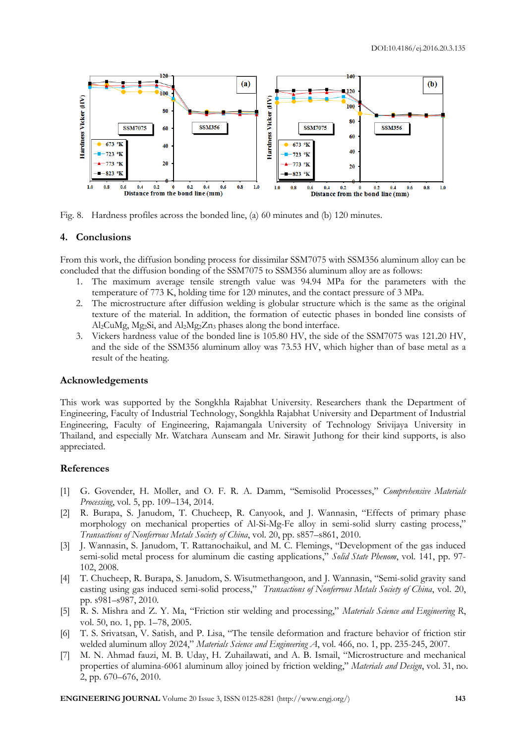Fig. 8. Hardness profiles across the bonded line, (a) 60 minutes and (b) 120 minutes.

## 4. Conclusions

From this work, the diffusion bonding process for dissimilar SSM7075 with SSM356 aluminum alloy can be concluded that the diffusion bonding of the SSM7075 to SSM356 aluminum alloy are as follows:

1. The maximum average tensile strength value was 94.94 MPa for the parameters with the temperature of 773 K, holding time for 120 minutes, and the contact pressure of 3 MPa.
2. The microstructure after diffusion welding is globular structure which is the same as the original texture of the material. In addition, the formation of eutectic phases in bonded line consists of $Al_2CuMg$, $Mg_2Si$, and $Al_2Mg_2Zn_3$ phases along the bond interface.
3. Vickers hardness value of the bonded line is 105.80 HV, the side of the SSM7075 was 121.20 HV, and the side of the SSM356 aluminum alloy was 73.53 HV, which higher than of base metal as a result of the heating.

## Acknowledgements

This work was supported by the Songkhla Rajabhat University. Researchers thank the Department of Engineering, Faculty of Industrial Technology, Songkhla Rajabhat University and Department of Industrial Engineering, Faculty of Engineering, Rajamangala University of Technology Srivijaya University in Thailand, and especially Mr. Watchara Aunseam and Mr. Sirawit Juthong for their kind supports, is also appreciated.

## References

[1] G. Govender, H. Moller, and O. F. R. A. Damm, "Semisolid Processes," *Comprehensive Materials Processing*, vol. 5, pp. 109–134, 2014.

[2] R. Burapa, S. Janudom, T. Chucheep, R. Canyook, and J. Wannasin, "Effects of primary phase morphology on mechanical properties of Al-Si-Mg-Fe alloy in semi-solid slurry casting process," *Transactions of Nonferrous Metals Society of China*, vol. 20, pp. s857–s861, 2010.

[3] J. Wannasin, S. Janudom, T. Rattanochaikul, and M. C. Flemings, "Development of the gas induced semi-solid metal process for aluminum die casting applications," *Solid State Phenom*, vol. 141, pp. 97-102, 2008.

[4] T. Chucheep, R. Burapa, S. Janudom, S. Wisutmethangoon, and J. Wannasin, "Semi-solid gravity sand casting using gas induced semi-solid process," *Transactions of Nonferrous Metals Society of China*, vol. 20, pp. s981–s987, 2010.

[5] R. S. Mishra and Z. Y. Ma, "Friction stir welding and processing," *Materials Science and Engineering R*, vol. 50, no. 1, pp. 1–78, 2005.

[6] T. S. Srivatsan, V. Satish, and P. Lisa, "The tensile deformation and fracture behavior of friction stir welded aluminum alloy 2024," *Materials Science and Engineering A*, vol. 466, no. 1, pp. 235-245, 2007.

[7] M. N. Ahmad fauzi, M. B. Uday, H. Zuhailawati, and A. B. Ismail, "Microstructure and mechanical properties of alumina-6061 aluminum alloy joined by friction welding," *Materials and Design*, vol. 31, no. 2, pp. 670–676, 2010.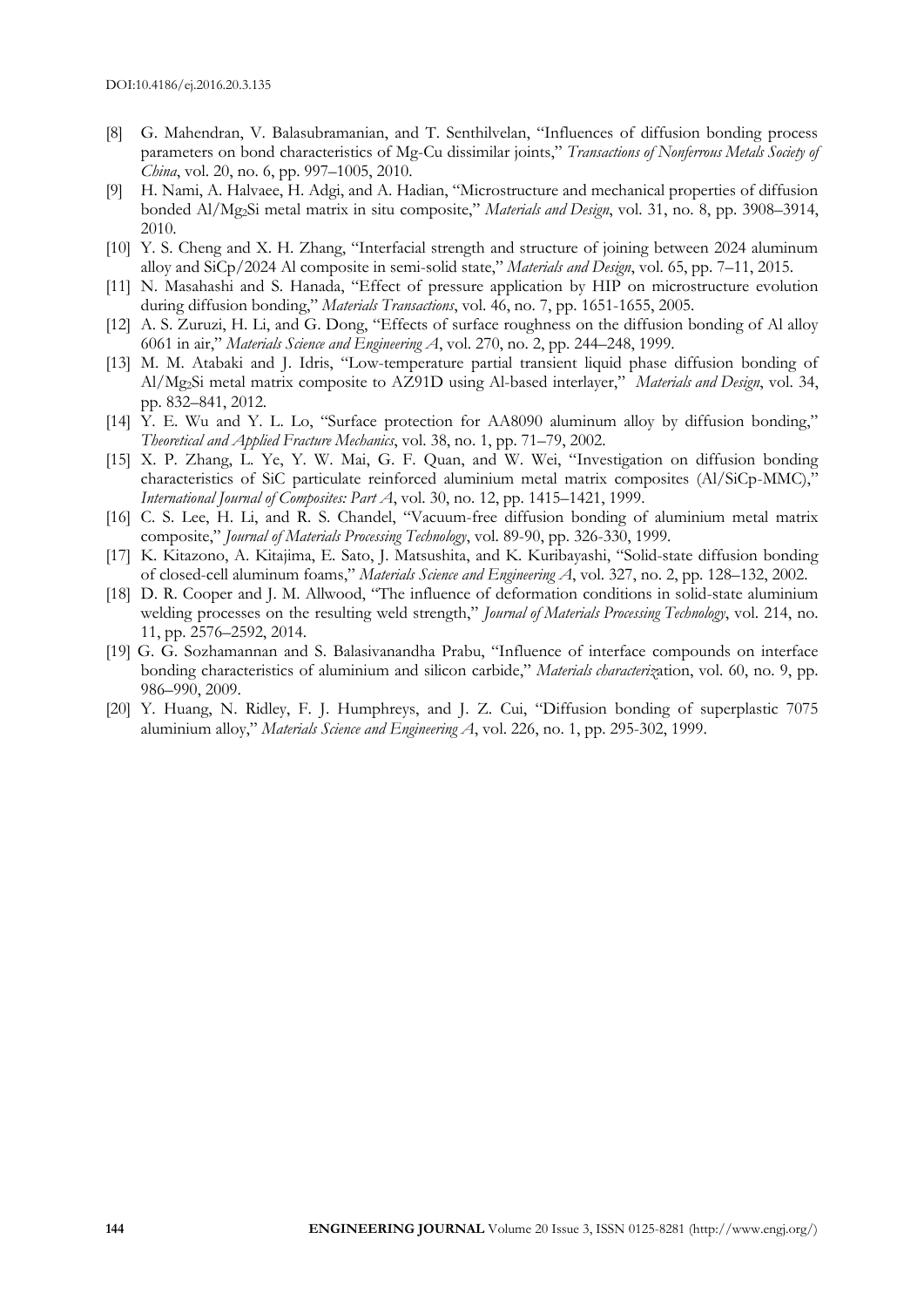[8] G. Mahendran, V. Balasubramanian, and T. Senthilvelan, "Influences of diffusion bonding process parameters on bond characteristics of Mg-Cu dissimilar joints," *Transactions of Nonferrous Metals Society of China*, vol. 20, no. 6, pp. 997–1005, 2010.

[9] H. Nami, A. Halvaee, H. Adgi, and A. Hadian, "Microstructure and mechanical properties of diffusion bonded Al/$Mg_2Si$ metal matrix in situ composite," *Materials and Design*, vol. 31, no. 8, pp. 3908–3914, 2010.

[10] Y. S. Cheng and X. H. Zhang, "Interfacial strength and structure of joining between 2024 aluminum alloy and SiCp/2024 Al composite in semi-solid state," *Materials and Design*, vol. 65, pp. 7–11, 2015.

[11] N. Masahashi and S. Hanada, "Effect of pressure application by HIP on microstructure evolution during diffusion bonding," *Materials Transactions*, vol. 46, no. 7, pp. 1651-1655, 2005.

[12] A. S. Zuruzi, H. Li, and G. Dong, "Effects of surface roughness on the diffusion bonding of Al alloy 6061 in air," *Materials Science and Engineering A*, vol. 270, no. 2, pp. 244–248, 1999.

[13] M. M. Atabaki and J. Idris, "Low-temperature partial transient liquid phase diffusion bonding of Al/$Mg_2Si$ metal matrix composite to AZ91D using Al-based interlayer," *Materials and Design*, vol. 34, pp. 832–841, 2012.

[14] Y. E. Wu and Y. L. Lo, "Surface protection for AA8090 aluminum alloy by diffusion bonding," *Theoretical and Applied Fracture Mechanics*, vol. 38, no. 1, pp. 71–79, 2002.

[15] X. P. Zhang, L. Ye, Y. W. Mai, G. F. Quan, and W. Wei, "Investigation on diffusion bonding characteristics of SiC particulate reinforced aluminium metal matrix composites (Al/SiCp-MMC)," *International Journal of Composites: Part A*, vol. 30, no. 12, pp. 1415–1421, 1999.

[16] C. S. Lee, H. Li, and R. S. Chandel, "Vacuum-free diffusion bonding of aluminium metal matrix composite," *Journal of Materials Processing Technology*, vol. 89-90, pp. 326-330, 1999.

[17] K. Kitazono, A. Kitajima, E. Sato, J. Matsushita, and K. Kuribayashi, "Solid-state diffusion bonding of closed-cell aluminum foams," *Materials Science and Engineering A*, vol. 327, no. 2, pp. 128–132, 2002.

[18] D. R. Cooper and J. M. Allwood, "The influence of deformation conditions in solid-state aluminium welding processes on the resulting weld strength," *Journal of Materials Processing Technology*, vol. 214, no. 11, pp. 2576–2592, 2014.

[19] G. G. Sozhamannan and S. Balasivanandha Prabu, "Influence of interface compounds on interface bonding characteristics of aluminium and silicon carbide," *Materials characteriz*ation, vol. 60, no. 9, pp. 986–990, 2009.

[20] Y. Huang, N. Ridley, F. J. Humphreys, and J. Z. Cui, "Diffusion bonding of superplastic 7075 aluminium alloy," *Materials Science and Engineering A*, vol. 226, no. 1, pp. 295-302, 1999.